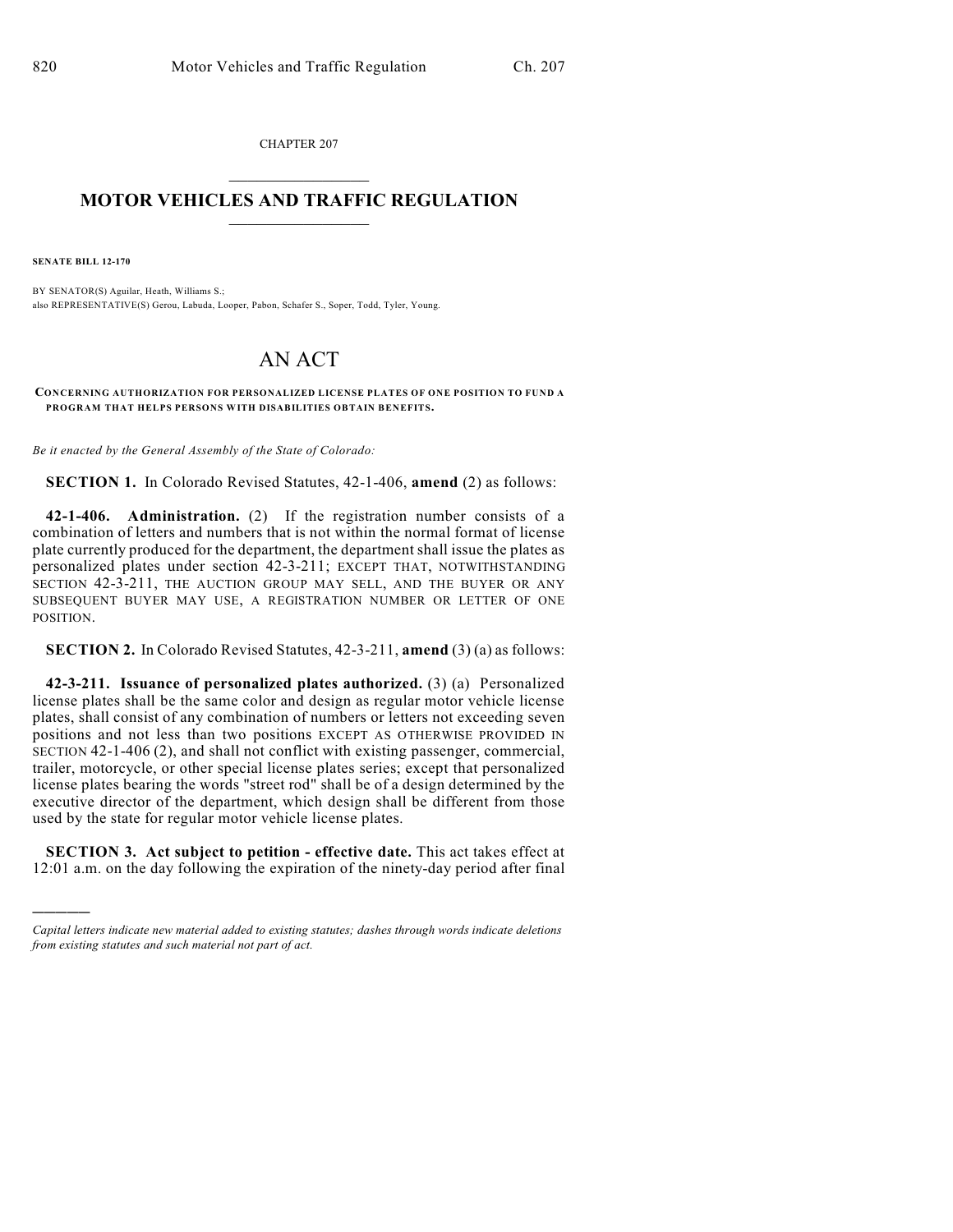CHAPTER 207

# MOTOR VEHICLES AND TRAFFIC REGULATION

**SENATE BILL 12-170**

BY SENATOR(S) Aguilar, Heath, Williams S.;
also REPRESENTATIVE(S) Gerou, Labuda, Looper, Pabon, Schafer S., Soper, Todd, Tyler, Young.

# AN ACT

**CONCERNING AUTHORIZATION FOR PERSONALIZED LICENSE PLATES OF ONE POSITION TO FUND A PROGRAM THAT HELPS PERSONS WITH DISABILITIES OBTAIN BENEFITS.**

*Be it enacted by the General Assembly of the State of Colorado:*

**SECTION 1.** In Colorado Revised Statutes, 42-1-406, **amend** (2) as follows:

**42-1-406. Administration.** (2) If the registration number consists of a combination of letters and numbers that is not within the normal format of license plate currently produced for the department, the department shall issue the plates as personalized plates under section 42-3-211; EXCEPT THAT, NOTWITHSTANDING SECTION 42-3-211, THE AUCTION GROUP MAY SELL, AND THE BUYER OR ANY SUBSEQUENT BUYER MAY USE, A REGISTRATION NUMBER OR LETTER OF ONE POSITION.

**SECTION 2.** In Colorado Revised Statutes, 42-3-211, **amend** (3) (a) as follows:

**42-3-211. Issuance of personalized plates authorized.** (3) (a) Personalized license plates shall be the same color and design as regular motor vehicle license plates, shall consist of any combination of numbers or letters not exceeding seven positions and not less than two positions EXCEPT AS OTHERWISE PROVIDED IN SECTION 42-1-406 (2), and shall not conflict with existing passenger, commercial, trailer, motorcycle, or other special license plates series; except that personalized license plates bearing the words "street rod" shall be of a design determined by the executive director of the department, which design shall be different from those used by the state for regular motor vehicle license plates.

**SECTION 3. Act subject to petition - effective date.** This act takes effect at 12:01 a.m. on the day following the expiration of the ninety-day period after final

---

*Capital letters indicate new material added to existing statutes; dashes through words indicate deletions from existing statutes and such material not part of act.*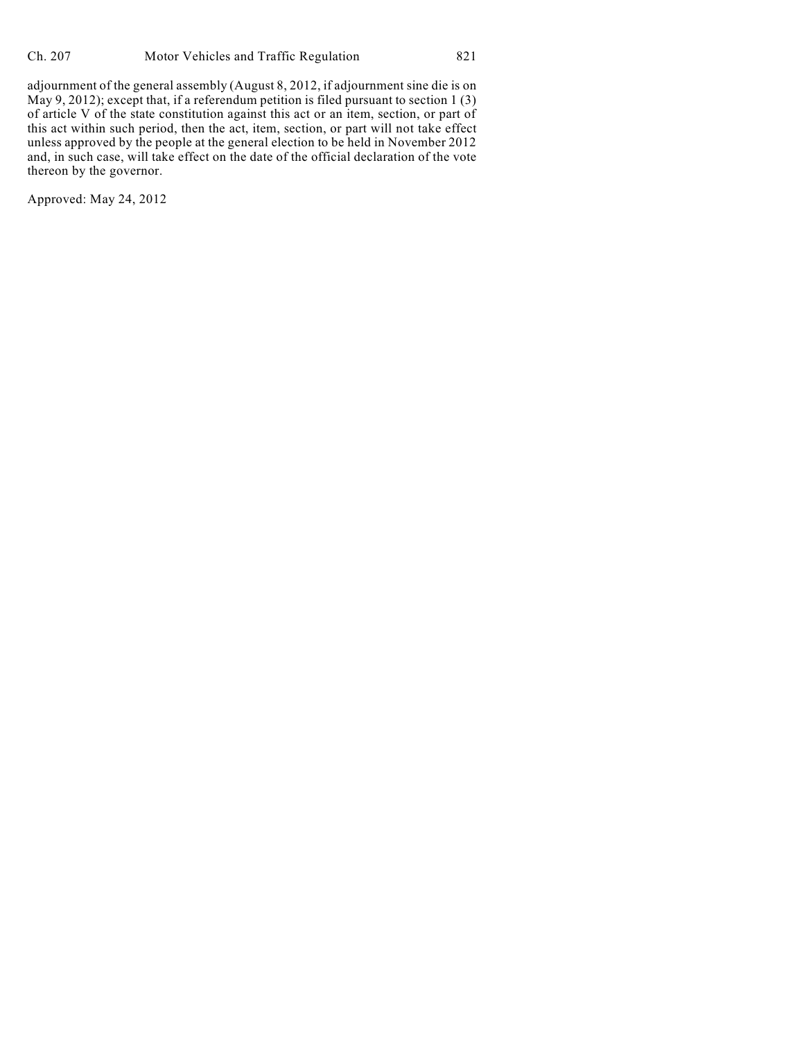adjournment of the general assembly (August 8, 2012, if adjournment sine die is on May 9, 2012); except that, if a referendum petition is filed pursuant to section 1 (3) of article V of the state constitution against this act or an item, section, or part of this act within such period, then the act, item, section, or part will not take effect unless approved by the people at the general election to be held in November 2012 and, in such case, will take effect on the date of the official declaration of the vote thereon by the governor.

Approved: May 24, 2012